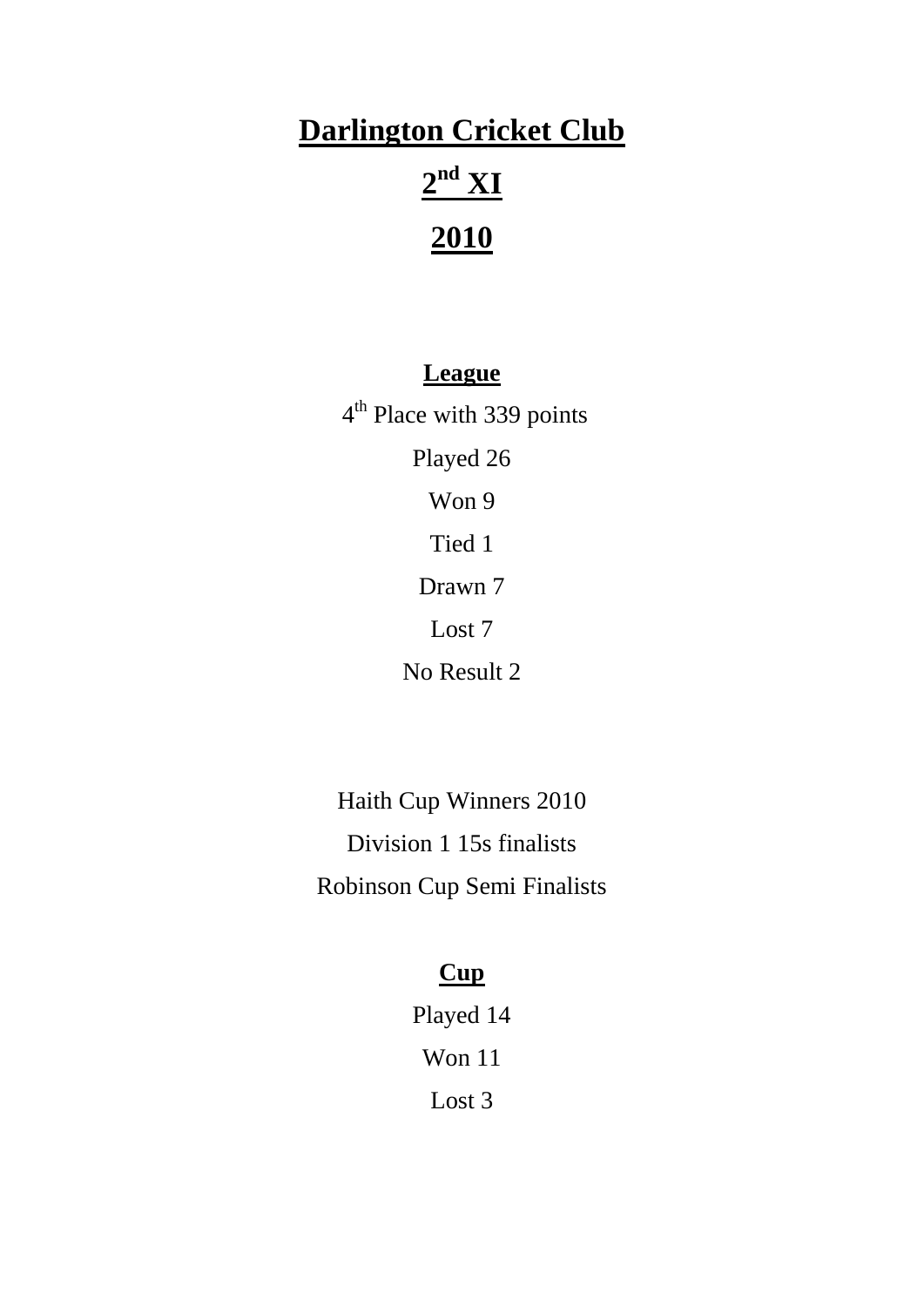# Darlington Cricket Club

# 2nd XI

# 2010

## League

4th Place with 339 points

Played 26

Won 9

Tied 1

Drawn 7

Lost 7

No Result 2

Haith Cup Winners 2010

Division 1 15s finalists

Robinson Cup Semi Finalists

## Cup

Played 14

Won 11

Lost 3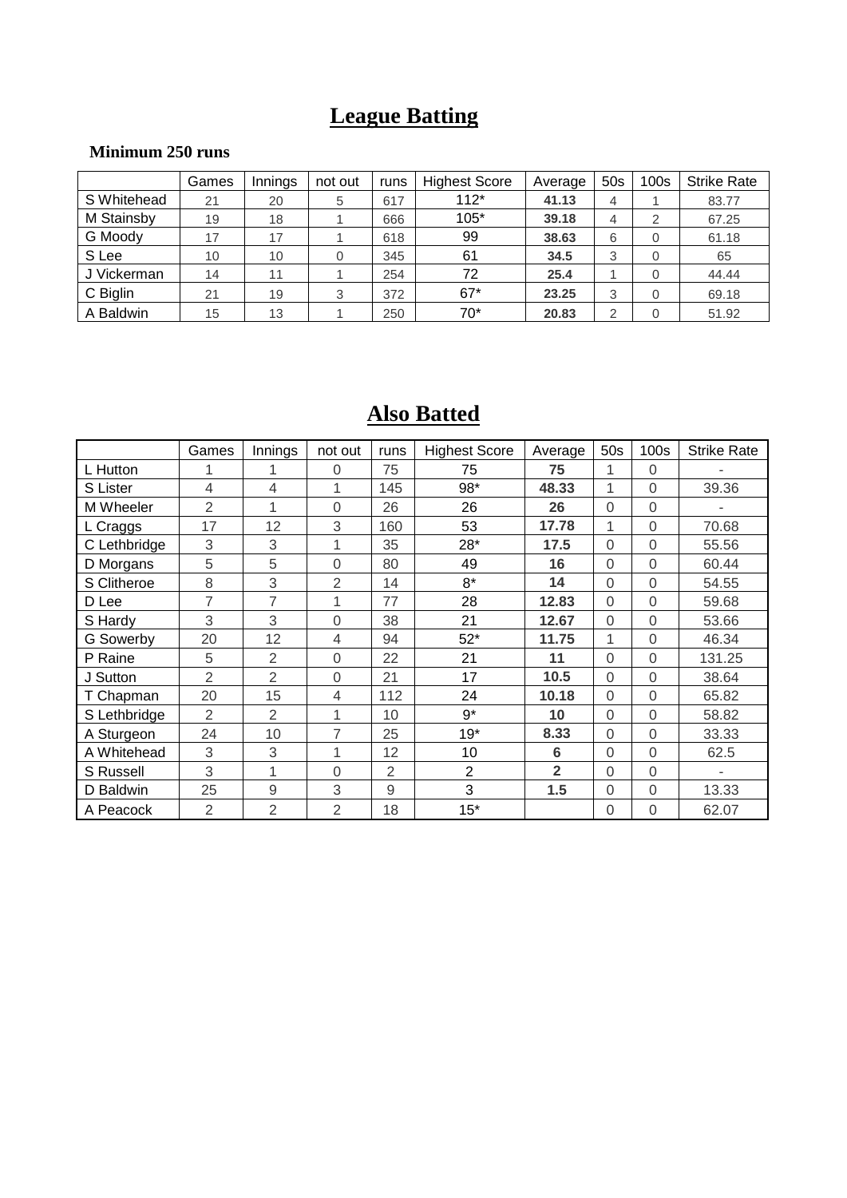# League Batting

**Minimum 250 runs**

| | Games | Innings | not out | runs | Highest Score | Average | 50s | 100s | Strike Rate |
|---|---|---|---|---|---|---|---|---|---|
| S Whitehead | 21 | 20 | 5 | 617 | 112* | **41.13** | 4 | 1 | 83.77 |
| M Stainsby | 19 | 18 | 1 | 666 | 105* | **39.18** | 4 | 2 | 67.25 |
| G Moody | 17 | 17 | 1 | 618 | 99 | **38.63** | 6 | 0 | 61.18 |
| S Lee | 10 | 10 | 0 | 345 | 61 | **34.5** | 3 | 0 | 65 |
| J Vickerman | 14 | 11 | 1 | 254 | 72 | **25.4** | 1 | 0 | 44.44 |
| C Biglin | 21 | 19 | 3 | 372 | 67* | **23.25** | 3 | 0 | 69.18 |
| A Baldwin | 15 | 13 | 1 | 250 | 70* | **20.83** | 2 | 0 | 51.92 |

# Also Batted

| | Games | Innings | not out | runs | Highest Score | Average | 50s | 100s | Strike Rate |
|---|---|---|---|---|---|---|---|---|---|
| L Hutton | 1 | 1 | 0 | 75 | 75 | **75** | 1 | 0 | - |
| S Lister | 4 | 4 | 1 | 145 | 98* | **48.33** | 1 | 0 | 39.36 |
| M Wheeler | 2 | 1 | 0 | 26 | 26 | **26** | 0 | 0 | - |
| L Craggs | 17 | 12 | 3 | 160 | 53 | **17.78** | 1 | 0 | 70.68 |
| C Lethbridge | 3 | 3 | 1 | 35 | 28* | **17.5** | 0 | 0 | 55.56 |
| D Morgans | 5 | 5 | 0 | 80 | 49 | **16** | 0 | 0 | 60.44 |
| S Clitheroe | 8 | 3 | 2 | 14 | 8* | **14** | 0 | 0 | 54.55 |
| D Lee | 7 | 7 | 1 | 77 | 28 | **12.83** | 0 | 0 | 59.68 |
| S Hardy | 3 | 3 | 0 | 38 | 21 | **12.67** | 0 | 0 | 53.66 |
| G Sowerby | 20 | 12 | 4 | 94 | 52* | **11.75** | 1 | 0 | 46.34 |
| P Raine | 5 | 2 | 0 | 22 | 21 | **11** | 0 | 0 | 131.25 |
| J Sutton | 2 | 2 | 0 | 21 | 17 | **10.5** | 0 | 0 | 38.64 |
| T Chapman | 20 | 15 | 4 | 112 | 24 | **10.18** | 0 | 0 | 65.82 |
| S Lethbridge | 2 | 2 | 1 | 10 | 9* | **10** | 0 | 0 | 58.82 |
| A Sturgeon | 24 | 10 | 7 | 25 | 19* | **8.33** | 0 | 0 | 33.33 |
| A Whitehead | 3 | 3 | 1 | 12 | 10 | **6** | 0 | 0 | 62.5 |
| S Russell | 3 | 1 | 0 | 2 | 2 | **2** | 0 | 0 | - |
| D Baldwin | 25 | 9 | 3 | 9 | 3 | **1.5** | 0 | 0 | 13.33 |
| A Peacock | 2 | 2 | 2 | 18 | 15* | | 0 | 0 | 62.07 |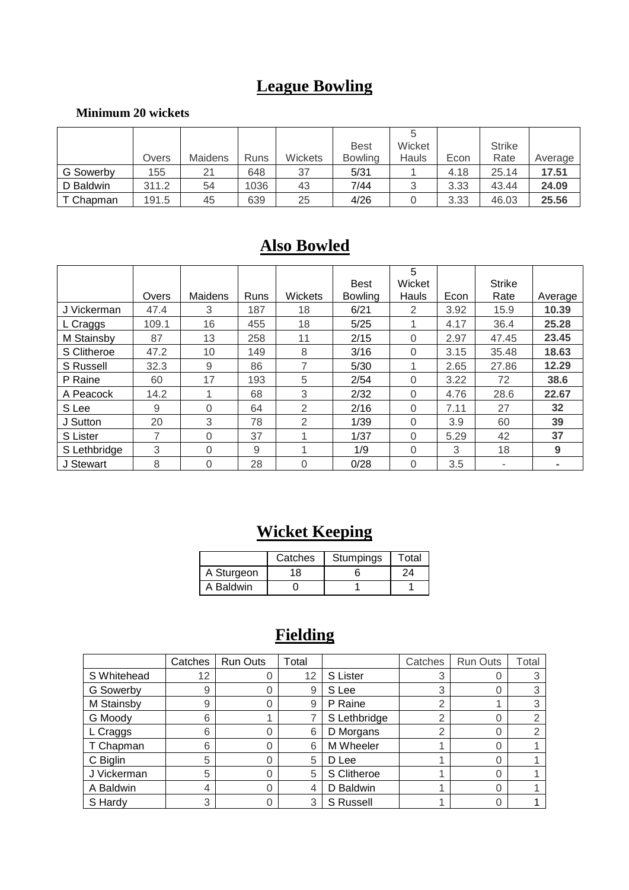# League Bowling

**Minimum 20 wickets**

| | Overs | Maidens | Runs | Wickets | Best Bowling | 5 Wicket Hauls | Econ | Strike Rate | Average |
|---|---|---|---|---|---|---|---|---|---|
| G Sowerby | 155 | 21 | 648 | 37 | 5/31 | 1 | 4.18 | 25.14 | **17.51** |
| D Baldwin | 311.2 | 54 | 1036 | 43 | 7/44 | 3 | 3.33 | 43.44 | **24.09** |
| T Chapman | 191.5 | 45 | 639 | 25 | 4/26 | 0 | 3.33 | 46.03 | **25.56** |

# Also Bowled

| | Overs | Maidens | Runs | Wickets | Best Bowling | 5 Wicket Hauls | Econ | Strike Rate | Average |
|---|---|---|---|---|---|---|---|---|---|
| J Vickerman | 47.4 | 3 | 187 | 18 | 6/21 | 2 | 3.92 | 15.9 | **10.39** |
| L Craggs | 109.1 | 16 | 455 | 18 | 5/25 | 1 | 4.17 | 36.4 | **25.28** |
| M Stainsby | 87 | 13 | 258 | 11 | 2/15 | 0 | 2.97 | 47.45 | **23.45** |
| S Clitheroe | 47.2 | 10 | 149 | 8 | 3/16 | 0 | 3.15 | 35.48 | **18.63** |
| S Russell | 32.3 | 9 | 86 | 7 | 5/30 | 1 | 2.65 | 27.86 | **12.29** |
| P Raine | 60 | 17 | 193 | 5 | 2/54 | 0 | 3.22 | 72 | **38.6** |
| A Peacock | 14.2 | 1 | 68 | 3 | 2/32 | 0 | 4.76 | 28.6 | **22.67** |
| S Lee | 9 | 0 | 64 | 2 | 2/16 | 0 | 7.11 | 27 | **32** |
| J Sutton | 20 | 3 | 78 | 2 | 1/39 | 0 | 3.9 | 60 | **39** |
| S Lister | 7 | 0 | 37 | 1 | 1/37 | 0 | 5.29 | 42 | **37** |
| S Lethbridge | 3 | 0 | 9 | 1 | 1/9 | 0 | 3 | 18 | **9** |
| J Stewart | 8 | 0 | 28 | 0 | 0/28 | 0 | 3.5 | - | **-** |

# Wicket Keeping

| | Catches | Stumpings | Total |
|---|---|---|---|
| A Sturgeon | 18 | 6 | 24 |
| A Baldwin | 0 | 1 | 1 |

# Fielding

| | Catches | Run Outs | Total | | Catches | Run Outs | Total |
|---|---|---|---|---|---|---|---|
| S Whitehead | 12 | 0 | 12 | S Lister | 3 | 0 | 3 |
| G Sowerby | 9 | 0 | 9 | S Lee | 3 | 0 | 3 |
| M Stainsby | 9 | 0 | 9 | P Raine | 2 | 1 | 3 |
| G Moody | 6 | 1 | 7 | S Lethbridge | 2 | 0 | 2 |
| L Craggs | 6 | 0 | 6 | D Morgans | 2 | 0 | 2 |
| T Chapman | 6 | 0 | 6 | M Wheeler | 1 | 0 | 1 |
| C Biglin | 5 | 0 | 5 | D Lee | 1 | 0 | 1 |
| J Vickerman | 5 | 0 | 5 | S Clitheroe | 1 | 0 | 1 |
| A Baldwin | 4 | 0 | 4 | D Baldwin | 1 | 0 | 1 |
| S Hardy | 3 | 0 | 3 | S Russell | 1 | 0 | 1 |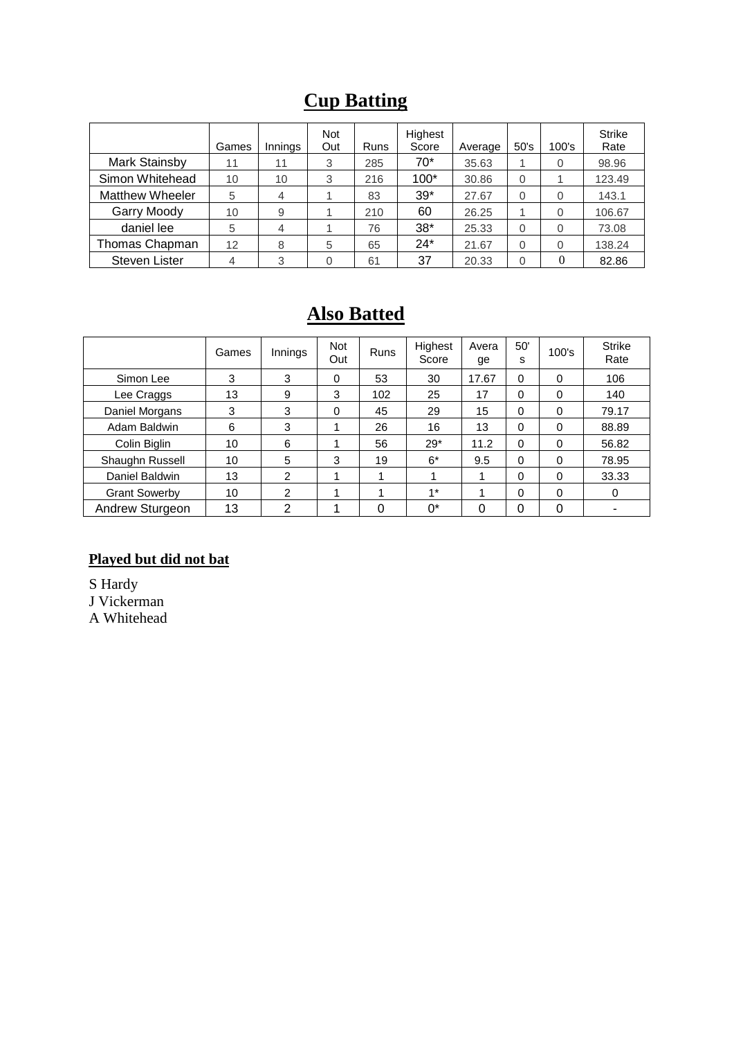# Cup Batting

| | Games | Innings | Not Out | Runs | Highest Score | Average | 50's | 100's | Strike Rate |
|---|---|---|---|---|---|---|---|---|---|
| Mark Stainsby | 11 | 11 | 3 | 285 | 70* | 35.63 | 1 | 0 | 98.96 |
| Simon Whitehead | 10 | 10 | 3 | 216 | 100* | 30.86 | 0 | 1 | 123.49 |
| Matthew Wheeler | 5 | 4 | 1 | 83 | 39* | 27.67 | 0 | 0 | 143.1 |
| Garry Moody | 10 | 9 | 1 | 210 | 60 | 26.25 | 1 | 0 | 106.67 |
| daniel lee | 5 | 4 | 1 | 76 | 38* | 25.33 | 0 | 0 | 73.08 |
| Thomas Chapman | 12 | 8 | 5 | 65 | 24* | 21.67 | 0 | 0 | 138.24 |
| Steven Lister | 4 | 3 | 0 | 61 | 37 | 20.33 | 0 | 0 | 82.86 |

# Also Batted

| | Games | Innings | Not Out | Runs | Highest Score | Average | 50's | 100's | Strike Rate |
|---|---|---|---|---|---|---|---|---|---|
| Simon Lee | 3 | 3 | 0 | 53 | 30 | 17.67 | 0 | 0 | 106 |
| Lee Craggs | 13 | 9 | 3 | 102 | 25 | 17 | 0 | 0 | 140 |
| Daniel Morgans | 3 | 3 | 0 | 45 | 29 | 15 | 0 | 0 | 79.17 |
| Adam Baldwin | 6 | 3 | 1 | 26 | 16 | 13 | 0 | 0 | 88.89 |
| Colin Biglin | 10 | 6 | 1 | 56 | 29* | 11.2 | 0 | 0 | 56.82 |
| Shaughn Russell | 10 | 5 | 3 | 19 | 6* | 9.5 | 0 | 0 | 78.95 |
| Daniel Baldwin | 13 | 2 | 1 | 1 | 1 | 1 | 0 | 0 | 33.33 |
| Grant Sowerby | 10 | 2 | 1 | 1 | 1* | 1 | 0 | 0 | 0 |
| Andrew Sturgeon | 13 | 2 | 1 | 0 | 0* | 0 | 0 | 0 | - |

**Played but did not bat**

S Hardy
J Vickerman
A Whitehead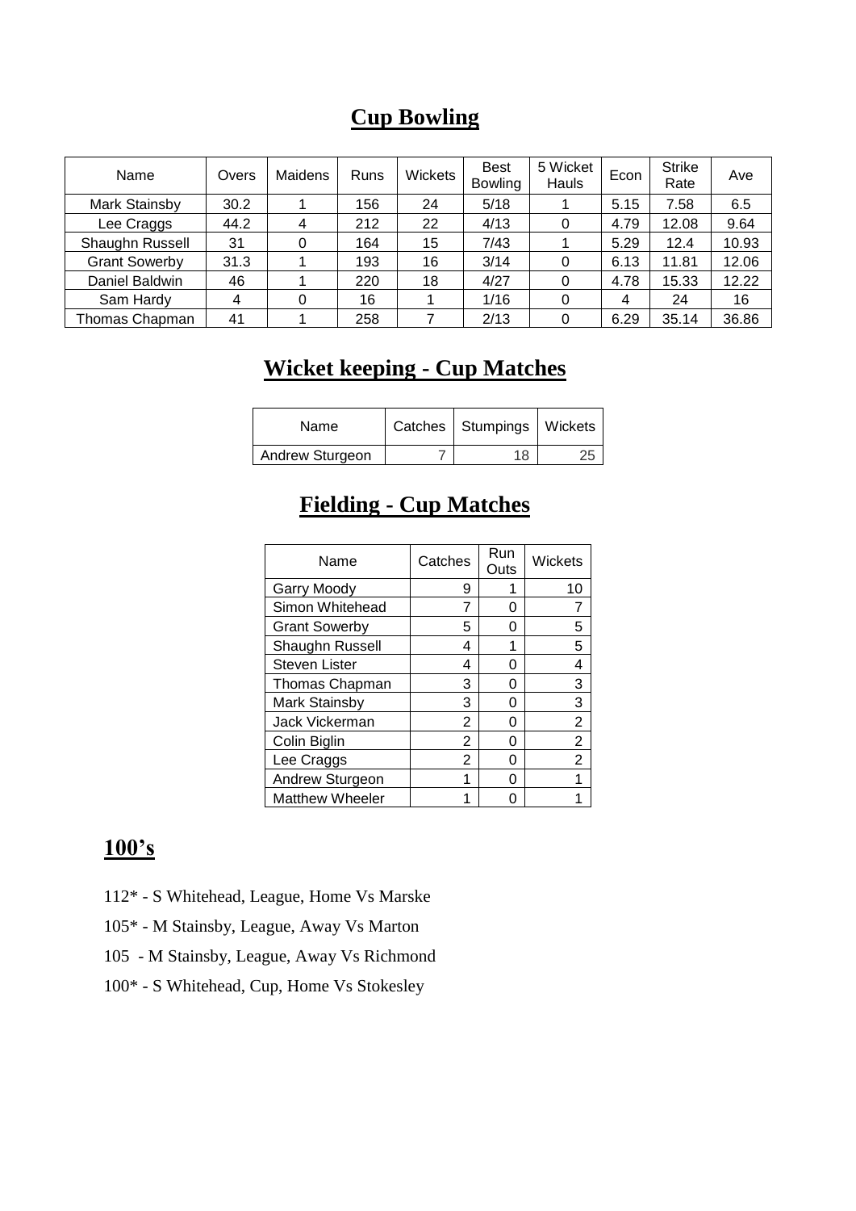## Cup Bowling

| Name | Overs | Maidens | Runs | Wickets | Best Bowling | 5 Wicket Hauls | Econ | Strike Rate | Ave |
|---|---|---|---|---|---|---|---|---|---|
| Mark Stainsby | 30.2 | 1 | 156 | 24 | 5/18 | 1 | 5.15 | 7.58 | 6.5 |
| Lee Craggs | 44.2 | 4 | 212 | 22 | 4/13 | 0 | 4.79 | 12.08 | 9.64 |
| Shaughn Russell | 31 | 0 | 164 | 15 | 7/43 | 1 | 5.29 | 12.4 | 10.93 |
| Grant Sowerby | 31.3 | 1 | 193 | 16 | 3/14 | 0 | 6.13 | 11.81 | 12.06 |
| Daniel Baldwin | 46 | 1 | 220 | 18 | 4/27 | 0 | 4.78 | 15.33 | 12.22 |
| Sam Hardy | 4 | 0 | 16 | 1 | 1/16 | 0 | 4 | 24 | 16 |
| Thomas Chapman | 41 | 1 | 258 | 7 | 2/13 | 0 | 6.29 | 35.14 | 36.86 |

## Wicket keeping - Cup Matches

| Name | Catches | Stumpings | Wickets |
|---|---|---|---|
| Andrew Sturgeon | 7 | 18 | 25 |

## Fielding - Cup Matches

| Name | Catches | Run Outs | Wickets |
|---|---|---|---|
| Garry Moody | 9 | 1 | 10 |
| Simon Whitehead | 7 | 0 | 7 |
| Grant Sowerby | 5 | 0 | 5 |
| Shaughn Russell | 4 | 1 | 5 |
| Steven Lister | 4 | 0 | 4 |
| Thomas Chapman | 3 | 0 | 3 |
| Mark Stainsby | 3 | 0 | 3 |
| Jack Vickerman | 2 | 0 | 2 |
| Colin Biglin | 2 | 0 | 2 |
| Lee Craggs | 2 | 0 | 2 |
| Andrew Sturgeon | 1 | 0 | 1 |
| Matthew Wheeler | 1 | 0 | 1 |

## 100's

112* - S Whitehead, League, Home Vs Marske

105* - M Stainsby, League, Away Vs Marton

105 - M Stainsby, League, Away Vs Richmond

100* - S Whitehead, Cup, Home Vs Stokesley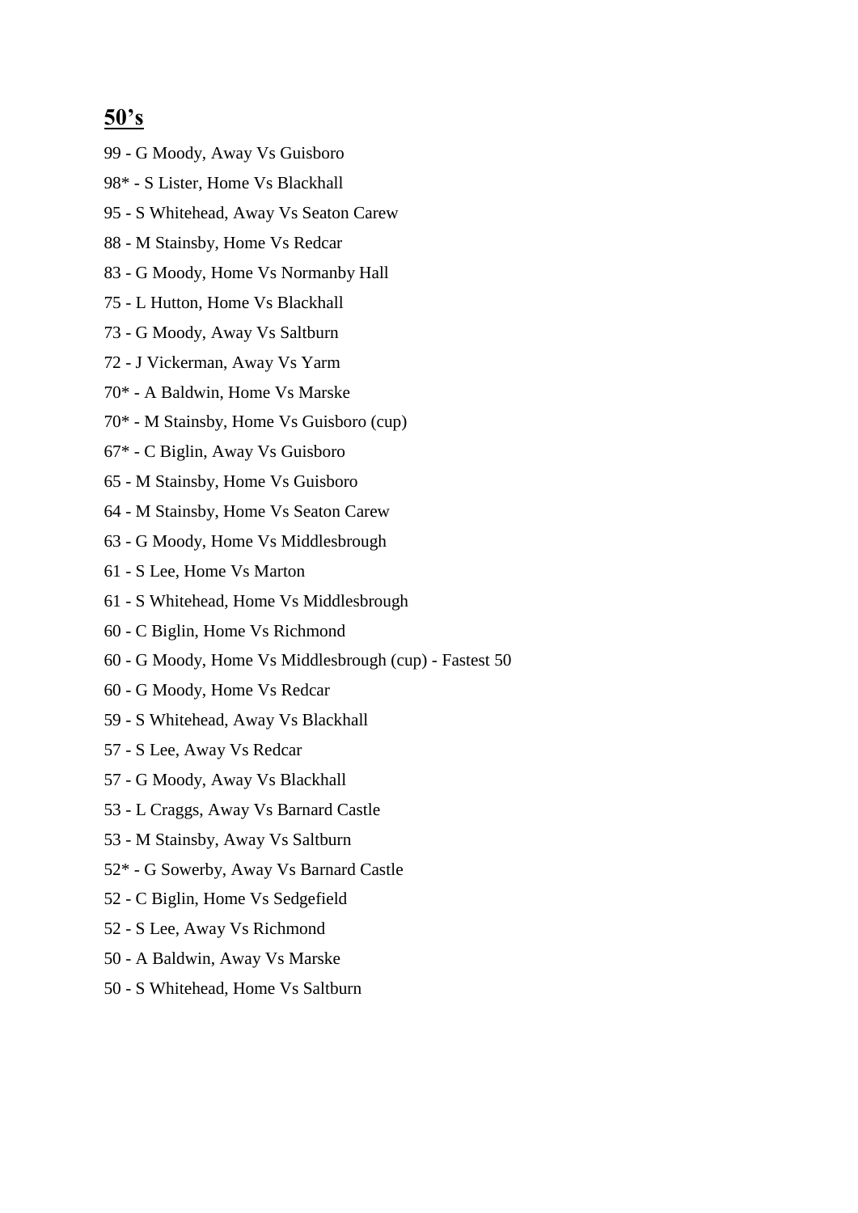## 50's

99 - G Moody, Away Vs Guisboro

98* - S Lister, Home Vs Blackhall

95 - S Whitehead, Away Vs Seaton Carew

88 - M Stainsby, Home Vs Redcar

83 - G Moody, Home Vs Normanby Hall

75 - L Hutton, Home Vs Blackhall

73 - G Moody, Away Vs Saltburn

72 - J Vickerman, Away Vs Yarm

70* - A Baldwin, Home Vs Marske

70* - M Stainsby, Home Vs Guisboro (cup)

67* - C Biglin, Away Vs Guisboro

65 - M Stainsby, Home Vs Guisboro

64 - M Stainsby, Home Vs Seaton Carew

63 - G Moody, Home Vs Middlesbrough

61 - S Lee, Home Vs Marton

61 - S Whitehead, Home Vs Middlesbrough

60 - C Biglin, Home Vs Richmond

60 - G Moody, Home Vs Middlesbrough (cup) - Fastest 50

60 - G Moody, Home Vs Redcar

59 - S Whitehead, Away Vs Blackhall

57 - S Lee, Away Vs Redcar

57 - G Moody, Away Vs Blackhall

53 - L Craggs, Away Vs Barnard Castle

53 - M Stainsby, Away Vs Saltburn

52* - G Sowerby, Away Vs Barnard Castle

52 - C Biglin, Home Vs Sedgefield

52 - S Lee, Away Vs Richmond

50 - A Baldwin, Away Vs Marske

50 - S Whitehead, Home Vs Saltburn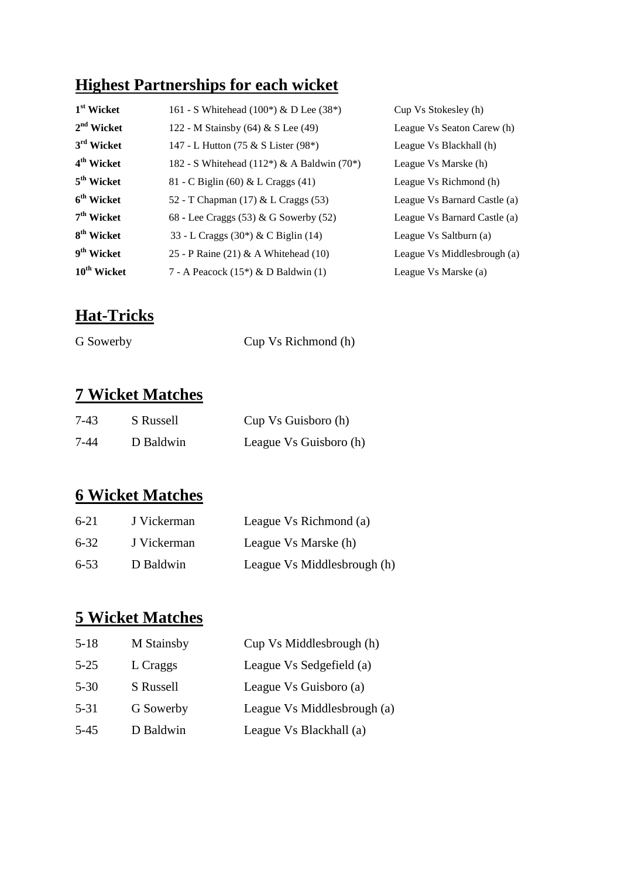## Highest Partnerships for each wicket

| | | |
|---|---|---|
| **1st Wicket** | 161 - S Whitehead (100*) & D Lee (38*) | Cup Vs Stokesley (h) |
| **2nd Wicket** | 122 - M Stainsby (64) & S Lee (49) | League Vs Seaton Carew (h) |
| **3rd Wicket** | 147 - L Hutton (75 & S Lister (98*) | League Vs Blackhall (h) |
| **4th Wicket** | 182 - S Whitehead (112*) & A Baldwin (70*) | League Vs Marske (h) |
| **5th Wicket** | 81 - C Biglin (60) & L Craggs (41) | League Vs Richmond (h) |
| **6th Wicket** | 52 - T Chapman (17) & L Craggs (53) | League Vs Barnard Castle (a) |
| **7th Wicket** | 68 - Lee Craggs (53) & G Sowerby (52) | League Vs Barnard Castle (a) |
| **8th Wicket** | 33 - L Craggs (30*) & C Biglin (14) | League Vs Saltburn (a) |
| **9th Wicket** | 25 - P Raine (21) & A Whitehead (10) | League Vs Middlesbrough (a) |
| **10th Wicket** | 7 - A Peacock (15*) & D Baldwin (1) | League Vs Marske (a) |

## Hat-Tricks

| | |
|---|---|
| G Sowerby | Cup Vs Richmond (h) |

## 7 Wicket Matches

| | | |
|---|---|---|
| 7-43 | S Russell | Cup Vs Guisboro (h) |
| 7-44 | D Baldwin | League Vs Guisboro (h) |

## 6 Wicket Matches

| | | |
|---|---|---|
| 6-21 | J Vickerman | League Vs Richmond (a) |
| 6-32 | J Vickerman | League Vs Marske (h) |
| 6-53 | D Baldwin | League Vs Middlesbrough (h) |

## 5 Wicket Matches

| | | |
|---|---|---|
| 5-18 | M Stainsby | Cup Vs Middlesbrough (h) |
| 5-25 | L Craggs | League Vs Sedgefield (a) |
| 5-30 | S Russell | League Vs Guisboro (a) |
| 5-31 | G Sowerby | League Vs Middlesbrough (a) |
| 5-45 | D Baldwin | League Vs Blackhall (a) |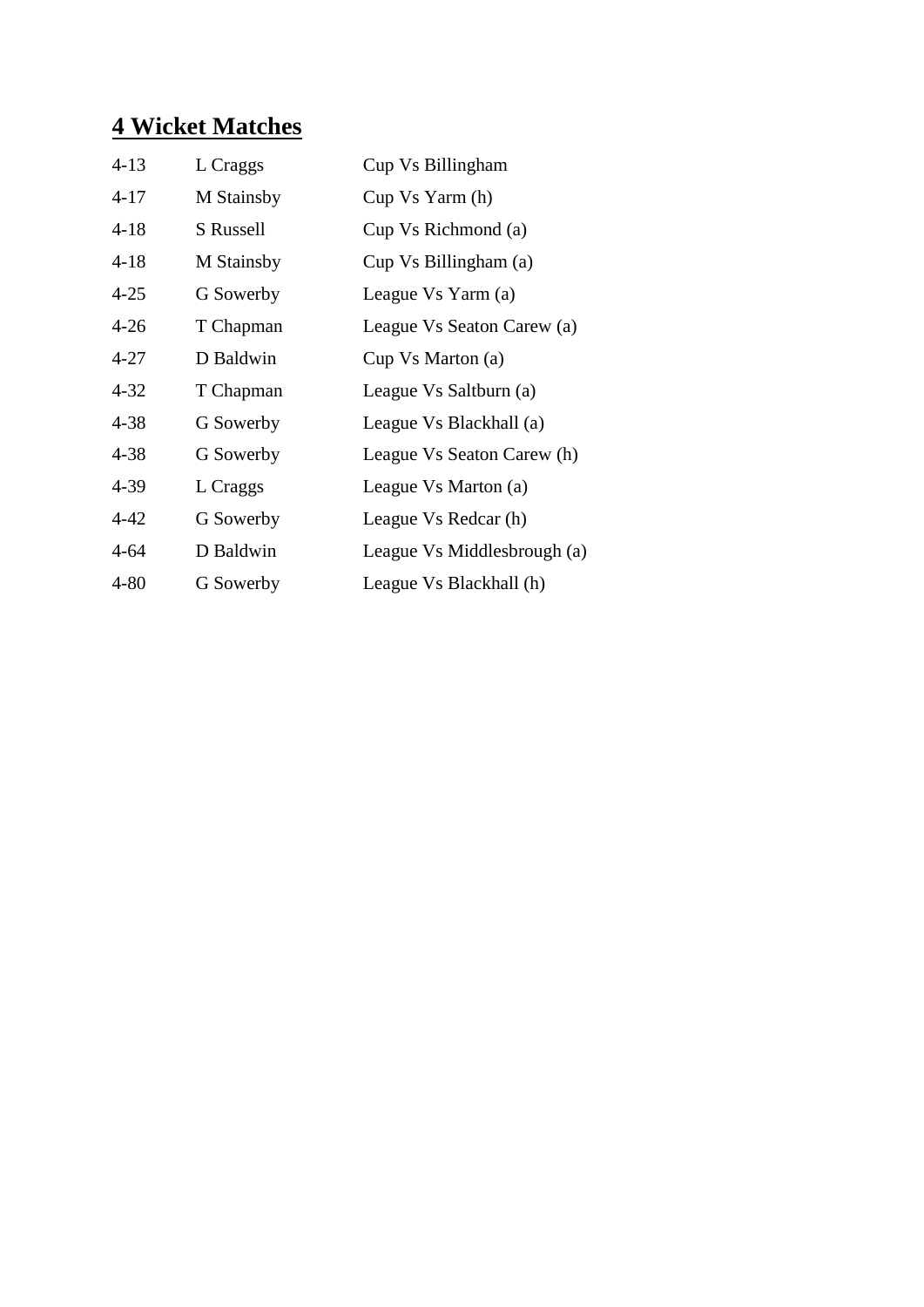## 4 Wicket Matches

| | | |
|---|---|---|
| 4-13 | L Craggs | Cup Vs Billingham |
| 4-17 | M Stainsby | Cup Vs Yarm (h) |
| 4-18 | S Russell | Cup Vs Richmond (a) |
| 4-18 | M Stainsby | Cup Vs Billingham (a) |
| 4-25 | G Sowerby | League Vs Yarm (a) |
| 4-26 | T Chapman | League Vs Seaton Carew (a) |
| 4-27 | D Baldwin | Cup Vs Marton (a) |
| 4-32 | T Chapman | League Vs Saltburn (a) |
| 4-38 | G Sowerby | League Vs Blackhall (a) |
| 4-38 | G Sowerby | League Vs Seaton Carew (h) |
| 4-39 | L Craggs | League Vs Marton (a) |
| 4-42 | G Sowerby | League Vs Redcar (h) |
| 4-64 | D Baldwin | League Vs Middlesbrough (a) |
| 4-80 | G Sowerby | League Vs Blackhall (h) |